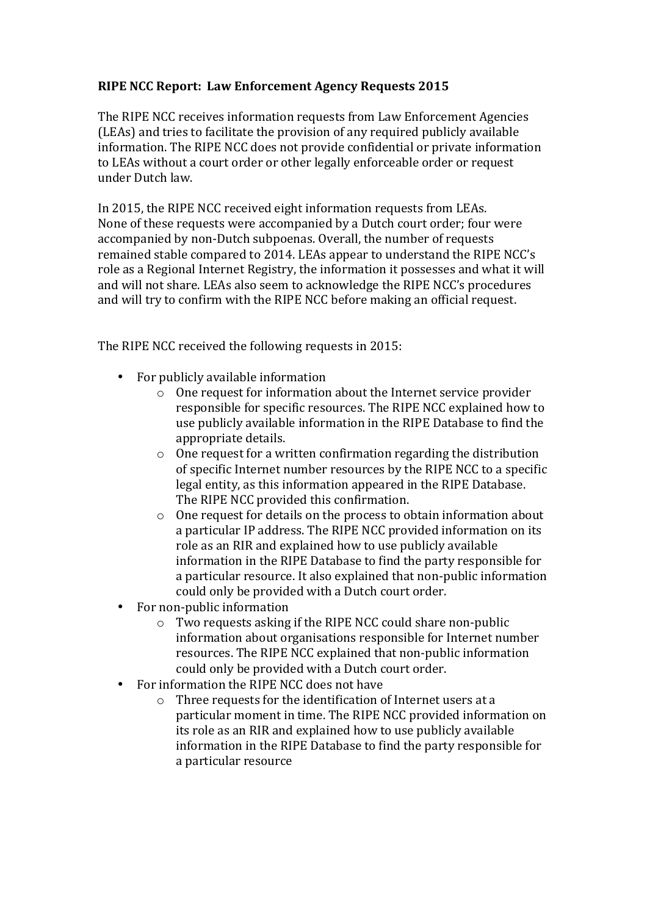**RIPE NCC Report: Law Enforcement Agency Requests 2015**

The RIPE NCC receives information requests from Law Enforcement Agencies (LEAs) and tries to facilitate the provision of any required publicly available information. The RIPE NCC does not provide confidential or private information to LEAs without a court order or other legally enforceable order or request under Dutch law.

In 2015, the RIPE NCC received eight information requests from LEAs. None of these requests were accompanied by a Dutch court order; four were accompanied by non-Dutch subpoenas. Overall, the number of requests remained stable compared to 2014. LEAs appear to understand the RIPE NCC's role as a Regional Internet Registry, the information it possesses and what it will and will not share. LEAs also seem to acknowledge the RIPE NCC's procedures and will try to confirm with the RIPE NCC before making an official request.

The RIPE NCC received the following requests in 2015:

- For publicly available information
  - One request for information about the Internet service provider responsible for specific resources. The RIPE NCC explained how to use publicly available information in the RIPE Database to find the appropriate details.
  - One request for a written confirmation regarding the distribution of specific Internet number resources by the RIPE NCC to a specific legal entity, as this information appeared in the RIPE Database. The RIPE NCC provided this confirmation.
  - One request for details on the process to obtain information about a particular IP address. The RIPE NCC provided information on its role as an RIR and explained how to use publicly available information in the RIPE Database to find the party responsible for a particular resource. It also explained that non-public information could only be provided with a Dutch court order.
- For non-public information
  - Two requests asking if the RIPE NCC could share non-public information about organisations responsible for Internet number resources. The RIPE NCC explained that non-public information could only be provided with a Dutch court order.
- For information the RIPE NCC does not have
  - Three requests for the identification of Internet users at a particular moment in time. The RIPE NCC provided information on its role as an RIR and explained how to use publicly available information in the RIPE Database to find the party responsible for a particular resource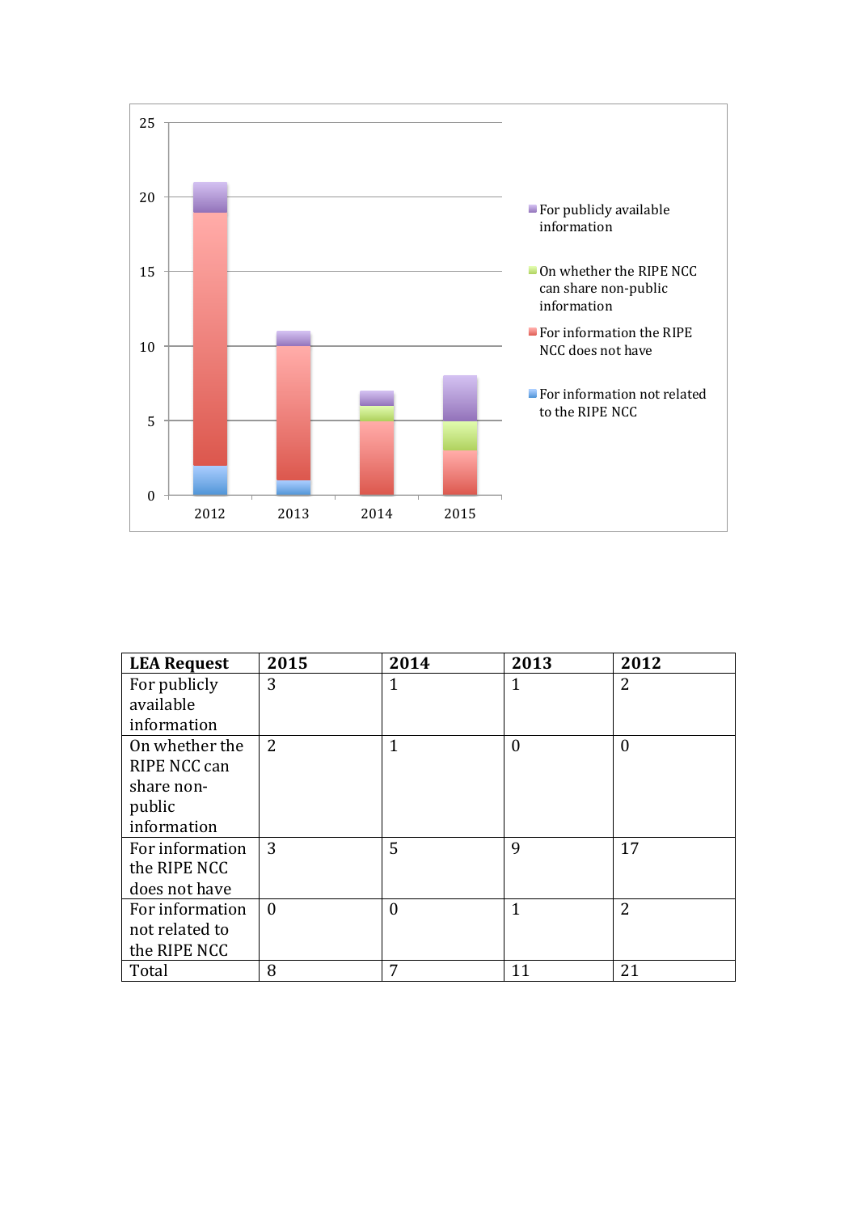| LEA Request | 2015 | 2014 | 2013 | 2012 |
| --- | --- | --- | --- | --- |
| For publicly available information | 3 | 1 | 1 | 2 |
| On whether the RIPE NCC can share non-public information | 2 | 1 | 0 | 0 |
| For information the RIPE NCC does not have | 3 | 5 | 9 | 17 |
| For information not related to the RIPE NCC | 0 | 0 | 1 | 2 |
| Total | 8 | 7 | 11 | 21 |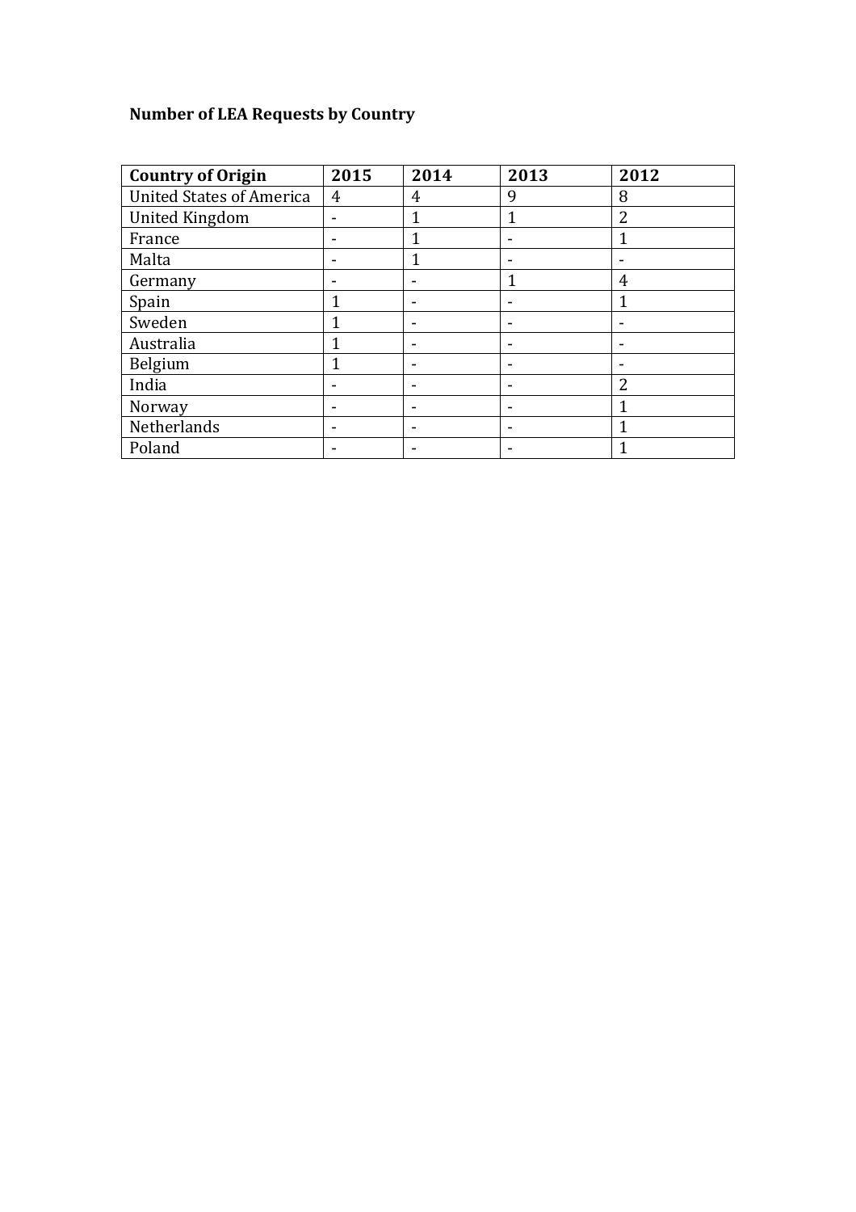**Number of LEA Requests by Country**

| Country of Origin | 2015 | 2014 | 2013 | 2012 |
|---|---|---|---|---|
| United States of America | 4 | 4 | 9 | 8 |
| United Kingdom | - | 1 | 1 | 2 |
| France | - | 1 | - | 1 |
| Malta | - | 1 | - | - |
| Germany | - | - | 1 | 4 |
| Spain | 1 | - | - | 1 |
| Sweden | 1 | - | - | - |
| Australia | 1 | - | - | - |
| Belgium | 1 | - | - | - |
| India | - | - | - | 2 |
| Norway | - | - | - | 1 |
| Netherlands | - | - | - | 1 |
| Poland | - | - | - | 1 |